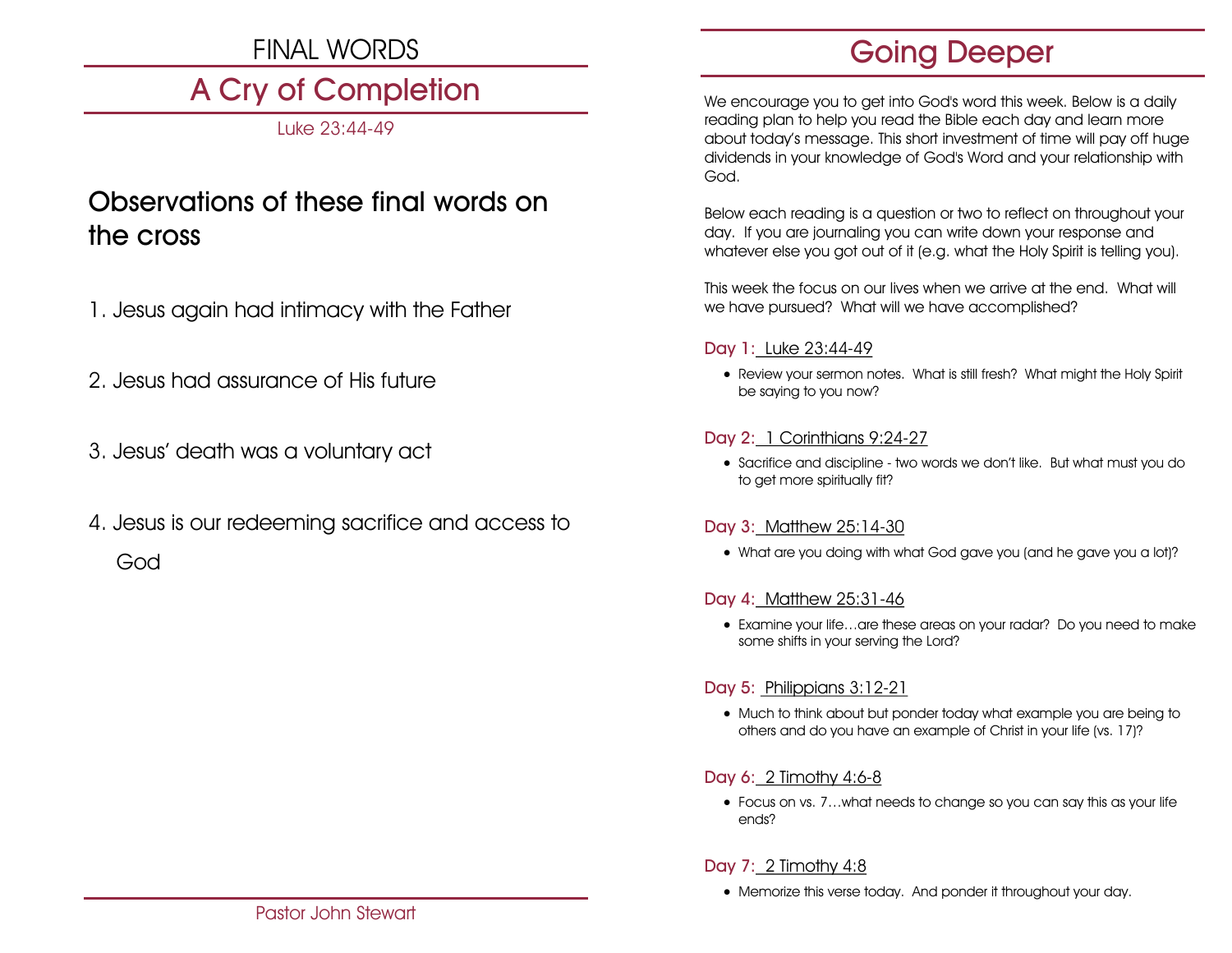# FINAL WORDS

## A Cry of Completion

Luke 23:44-49

### Observations of these final words on the cross

1. Jesus again had intimacy with the Father

2. Jesus had assurance of His future

3. Jesus' death was a voluntary act

4. Jesus is our redeeming sacrifice and access to God

Pastor John Stewart

# Going Deeper

We encourage you to get into God's word this week. Below is a daily reading plan to help you read the Bible each day and learn more about today's message. This short investment of time will pay off huge dividends in your knowledge of God's Word and your relationship with God.

Below each reading is a question or two to reflect on throughout your day. If you are journaling you can write down your response and whatever else you got out of it (e.g. what the Holy Spirit is telling you).

This week the focus on our lives when we arrive at the end. What will we have pursued? What will we have accomplished?

**Day 1:** Luke 23:44-49

- Review your sermon notes. What is still fresh? What might the Holy Spirit be saying to you now?

**Day 2:** 1 Corinthians 9:24-27

- Sacrifice and discipline - two words we don't like. But what must you do to get more spiritually fit?

**Day 3:** Matthew 25:14-30

- What are you doing with what God gave you (and he gave you a lot)?

**Day 4:** Matthew 25:31-46

- Examine your life…are these areas on your radar? Do you need to make some shifts in your serving the Lord?

**Day 5:** Philippians 3:12-21

- Much to think about but ponder today what example you are being to others and do you have an example of Christ in your life (vs. 17)?

**Day 6:** 2 Timothy 4:6-8

- Focus on vs. 7…what needs to change so you can say this as your life ends?

**Day 7:** 2 Timothy 4:8

- Memorize this verse today. And ponder it throughout your day.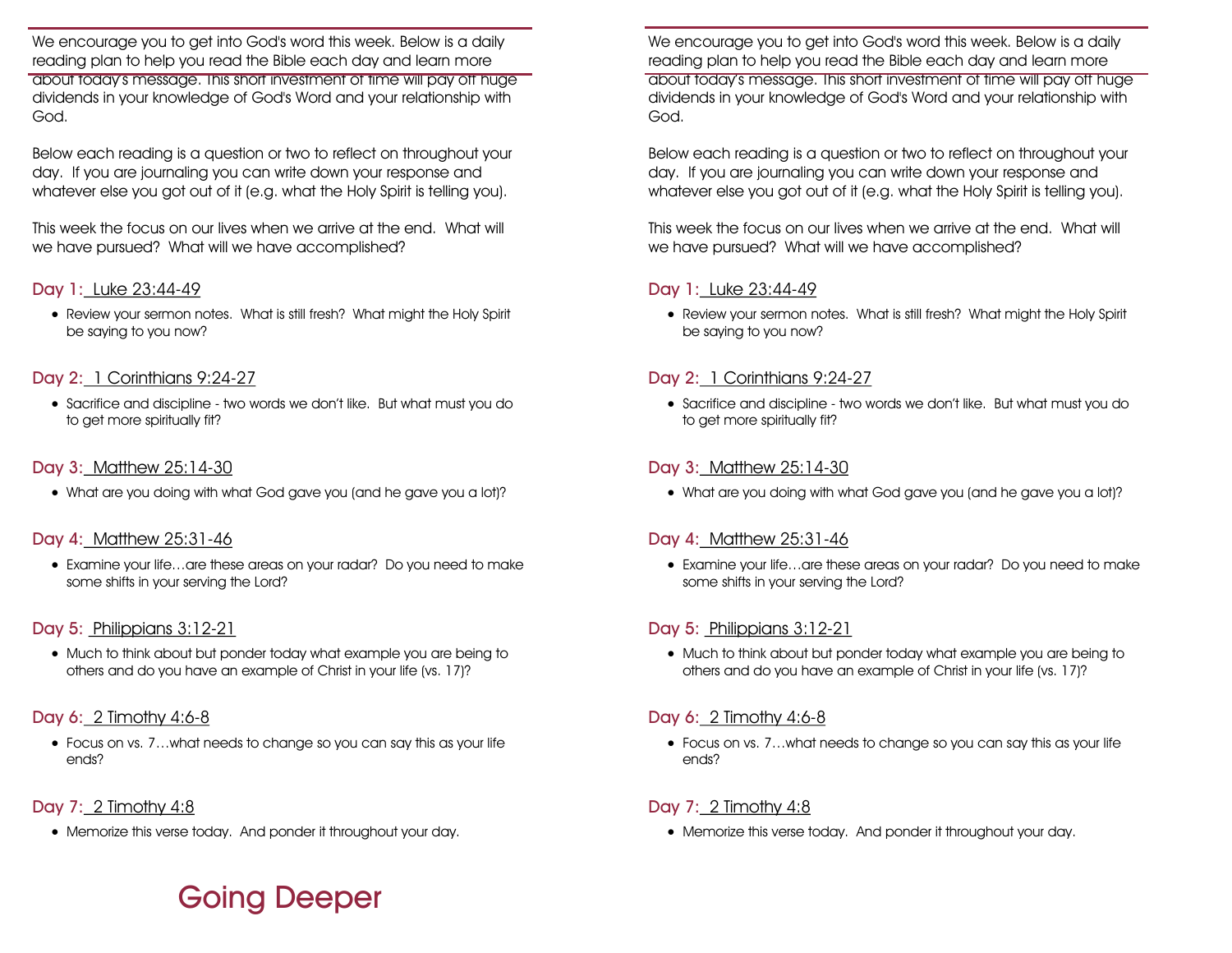We encourage you to get into God's word this week. Below is a daily reading plan to help you read the Bible each day and learn more about today's message. This short investment of time will pay off huge dividends in your knowledge of God's Word and your relationship with God.

Below each reading is a question or two to reflect on throughout your day. If you are journaling you can write down your response and whatever else you got out of it (e.g. what the Holy Spirit is telling you).

This week the focus on our lives when we arrive at the end. What will we have pursued? What will we have accomplished?

### Day 1: Luke 23:44-49

- Review your sermon notes. What is still fresh? What might the Holy Spirit be saying to you now?

### Day 2: 1 Corinthians 9:24-27

- Sacrifice and discipline - two words we don't like. But what must you do to get more spiritually fit?

### Day 3: Matthew 25:14-30

- What are you doing with what God gave you (and he gave you a lot)?

### Day 4: Matthew 25:31-46

- Examine your life…are these areas on your radar? Do you need to make some shifts in your serving the Lord?

### Day 5: Philippians 3:12-21

- Much to think about but ponder today what example you are being to others and do you have an example of Christ in your life (vs. 17)?

### Day 6: 2 Timothy 4:6-8

- Focus on vs. 7…what needs to change so you can say this as your life ends?

### Day 7: 2 Timothy 4:8

- Memorize this verse today. And ponder it throughout your day.

# Going Deeper

We encourage you to get into God's word this week. Below is a daily reading plan to help you read the Bible each day and learn more about today's message. This short investment of time will pay off huge dividends in your knowledge of God's Word and your relationship with God.

Below each reading is a question or two to reflect on throughout your day. If you are journaling you can write down your response and whatever else you got out of it (e.g. what the Holy Spirit is telling you).

This week the focus on our lives when we arrive at the end. What will we have pursued? What will we have accomplished?

### Day 1: Luke 23:44-49

- Review your sermon notes. What is still fresh? What might the Holy Spirit be saying to you now?

### Day 2: 1 Corinthians 9:24-27

- Sacrifice and discipline - two words we don't like. But what must you do to get more spiritually fit?

### Day 3: Matthew 25:14-30

- What are you doing with what God gave you (and he gave you a lot)?

### Day 4: Matthew 25:31-46

- Examine your life…are these areas on your radar? Do you need to make some shifts in your serving the Lord?

### Day 5: Philippians 3:12-21

- Much to think about but ponder today what example you are being to others and do you have an example of Christ in your life (vs. 17)?

### Day 6: 2 Timothy 4:6-8

- Focus on vs. 7…what needs to change so you can say this as your life ends?

### Day 7: 2 Timothy 4:8

- Memorize this verse today. And ponder it throughout your day.